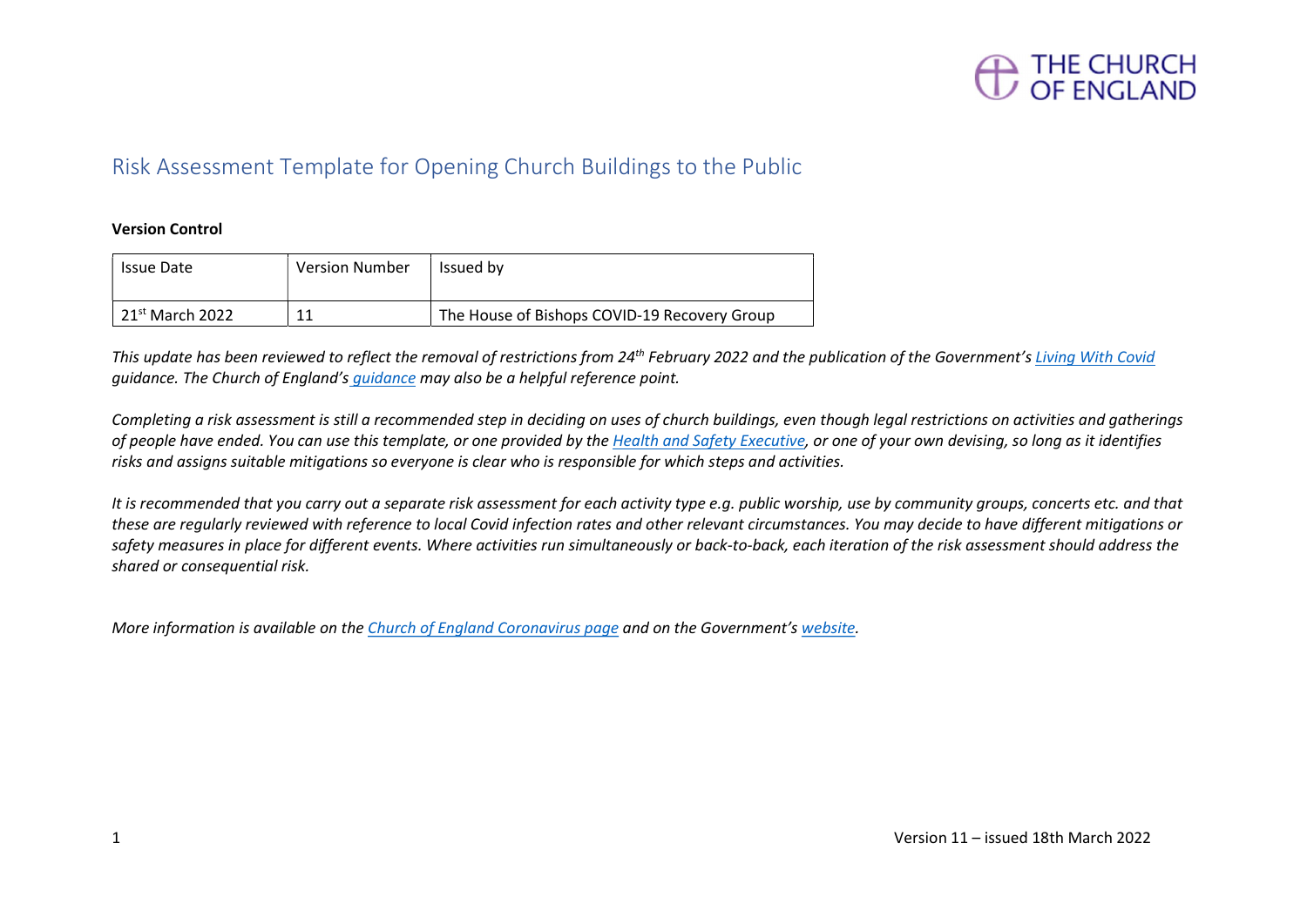THE CHURCH OF ENGLAND

# Risk Assessment Template for Opening Church Buildings to the Public

**Version Control**

| Issue Date | Version Number | Issued by |
| --- | --- | --- |
| 21st March 2022 | 11 | The House of Bishops COVID-19 Recovery Group |

*This update has been reviewed to reflect the removal of restrictions from 24th February 2022 and the publication of the Government's Living With Covid guidance. The Church of England's guidance may also be a helpful reference point.*

*Completing a risk assessment is still a recommended step in deciding on uses of church buildings, even though legal restrictions on activities and gatherings of people have ended. You can use this template, or one provided by the Health and Safety Executive, or one of your own devising, so long as it identifies risks and assigns suitable mitigations so everyone is clear who is responsible for which steps and activities.*

*It is recommended that you carry out a separate risk assessment for each activity type e.g. public worship, use by community groups, concerts etc. and that these are regularly reviewed with reference to local Covid infection rates and other relevant circumstances. You may decide to have different mitigations or safety measures in place for different events. Where activities run simultaneously or back-to-back, each iteration of the risk assessment should address the shared or consequential risk.*

*More information is available on the Church of England Coronavirus page and on the Government's website.*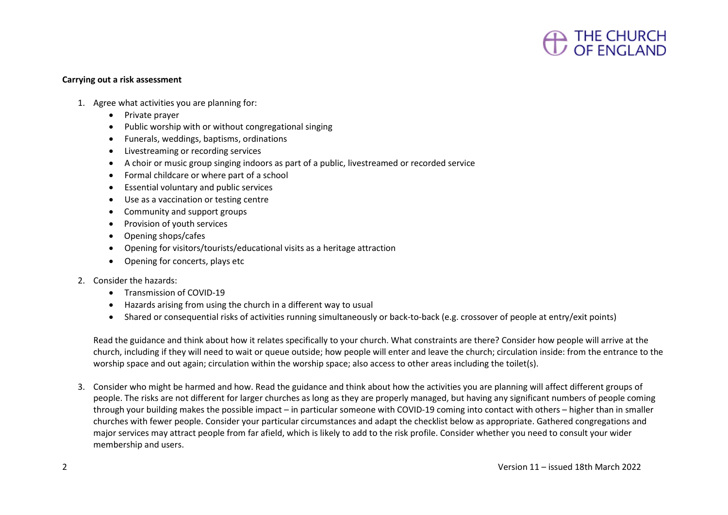**Carrying out a risk assessment**

1. Agree what activities you are planning for:
    - Private prayer
    - Public worship with or without congregational singing
    - Funerals, weddings, baptisms, ordinations
    - Livestreaming or recording services
    - A choir or music group singing indoors as part of a public, livestreamed or recorded service
    - Formal childcare or where part of a school
    - Essential voluntary and public services
    - Use as a vaccination or testing centre
    - Community and support groups
    - Provision of youth services
    - Opening shops/cafes
    - Opening for visitors/tourists/educational visits as a heritage attraction
    - Opening for concerts, plays etc

2. Consider the hazards:
    - Transmission of COVID-19
    - Hazards arising from using the church in a different way to usual
    - Shared or consequential risks of activities running simultaneously or back-to-back (e.g. crossover of people at entry/exit points)

    Read the guidance and think about how it relates specifically to your church. What constraints are there? Consider how people will arrive at the church, including if they will need to wait or queue outside; how people will enter and leave the church; circulation inside: from the entrance to the worship space and out again; circulation within the worship space; also access to other areas including the toilet(s).

3. Consider who might be harmed and how. Read the guidance and think about how the activities you are planning will affect different groups of people. The risks are not different for larger churches as long as they are properly managed, but having any significant numbers of people coming through your building makes the possible impact – in particular someone with COVID-19 coming into contact with others – higher than in smaller churches with fewer people. Consider your particular circumstances and adapt the checklist below as appropriate. Gathered congregations and major services may attract people from far afield, which is likely to add to the risk profile. Consider whether you need to consult your wider membership and users.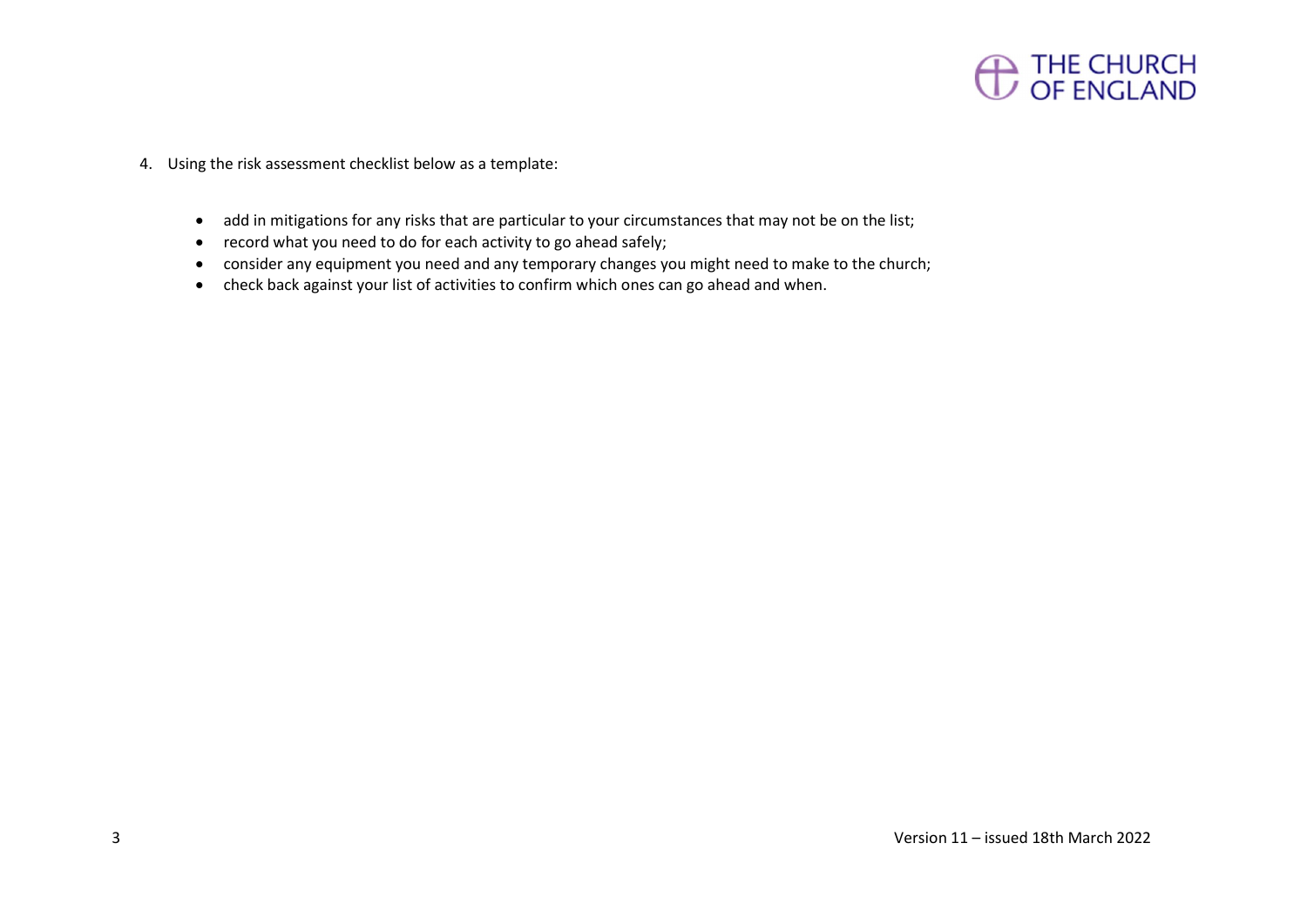4. Using the risk assessment checklist below as a template:

    - add in mitigations for any risks that are particular to your circumstances that may not be on the list;
    - record what you need to do for each activity to go ahead safely;
    - consider any equipment you need and any temporary changes you might need to make to the church;
    - check back against your list of activities to confirm which ones can go ahead and when.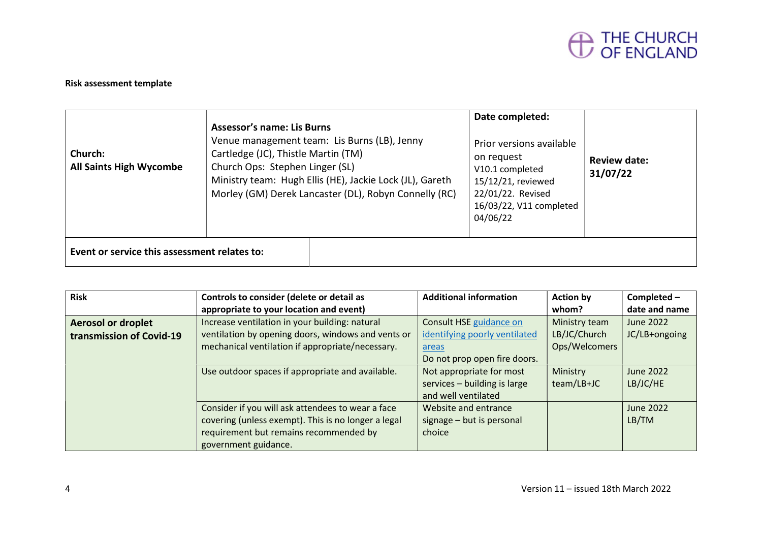THE CHURCH OF ENGLAND

**Risk assessment template**

| **Church:** **All Saints High Wycombe** | **Assessor's name: Lis Burns** Venue management team: Lis Burns (LB), Jenny Cartledge (JC), Thistle Martin (TM) Church Ops: Stephen Linger (SL) Ministry team: Hugh Ellis (HE), Jackie Lock (JL), Gareth Morley (GM) Derek Lancaster (DL), Robyn Connelly (RC) | **Date completed:** Prior versions available on request V10.1 completed 15/12/21, reviewed 22/01/22. Revised 16/03/22, V11 completed 04/06/22 | **Review date: 31/07/22** |
|---|---|---|---|
| **Event or service this assessment relates to:** | | | |

| **Risk** | **Controls to consider (delete or detail as appropriate to your location and event)** | **Additional information** | **Action by whom?** | **Completed – date and name** |
|---|---|---|---|---|
| **Aerosol or droplet transmission of Covid-19** | Increase ventilation in your building: natural ventilation by opening doors, windows and vents or mechanical ventilation if appropriate/necessary. | Consult HSE guidance on identifying poorly ventilated areas Do not prop open fire doors. | Ministry team LB/JC/Church Ops/Welcomers | June 2022 JC/LB+ongoing |
| | Use outdoor spaces if appropriate and available. | Not appropriate for most services – building is large and well ventilated | Ministry team/LB+JC | June 2022 LB/JC/HE |
| | Consider if you will ask attendees to wear a face covering (unless exempt). This is no longer a legal requirement but remains recommended by government guidance. | Website and entrance signage – but is personal choice | | June 2022 LB/TM |

Version 11 – issued 18th March 2022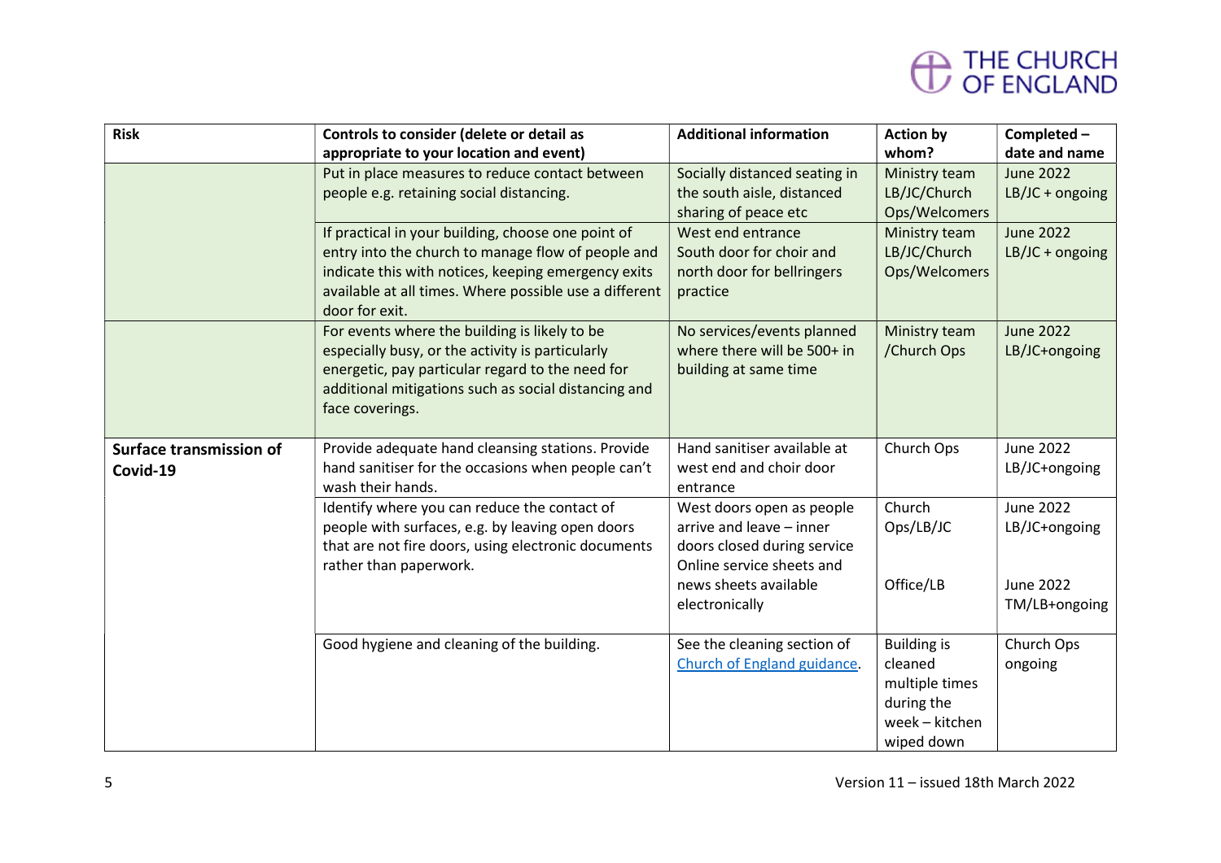| Risk | Controls to consider (delete or detail as appropriate to your location and event) | Additional information | Action by whom? | Completed – date and name |
|---|---|---|---|---|
| | Put in place measures to reduce contact between people e.g. retaining social distancing. | Socially distanced seating in the south aisle, distanced sharing of peace etc | Ministry team LB/JC/Church Ops/Welcomers | June 2022 LB/JC + ongoing |
| | If practical in your building, choose one point of entry into the church to manage flow of people and indicate this with notices, keeping emergency exits available at all times. Where possible use a different door for exit. | West end entrance South door for choir and north door for bellringers practice | Ministry team LB/JC/Church Ops/Welcomers | June 2022 LB/JC + ongoing |
| | For events where the building is likely to be especially busy, or the activity is particularly energetic, pay particular regard to the need for additional mitigations such as social distancing and face coverings. | No services/events planned where there will be 500+ in building at same time | Ministry team /Church Ops | June 2022 LB/JC+ongoing |
| **Surface transmission of Covid-19** | Provide adequate hand cleansing stations. Provide hand sanitiser for the occasions when people can't wash their hands. | Hand sanitiser available at west end and choir door entrance | Church Ops | June 2022 LB/JC+ongoing |
| | Identify where you can reduce the contact of people with surfaces, e.g. by leaving open doors that are not fire doors, using electronic documents rather than paperwork. | West doors open as people arrive and leave – inner doors closed during service<br>Online service sheets and news sheets available electronically | Church Ops/LB/JC<br><br>Office/LB | June 2022 LB/JC+ongoing<br><br>June 2022 TM/LB+ongoing |
| | Good hygiene and cleaning of the building. | See the cleaning section of [Church of England guidance](). | Building is cleaned multiple times during the week – kitchen wiped down | Church Ops ongoing |

Version 11 – issued 18th March 2022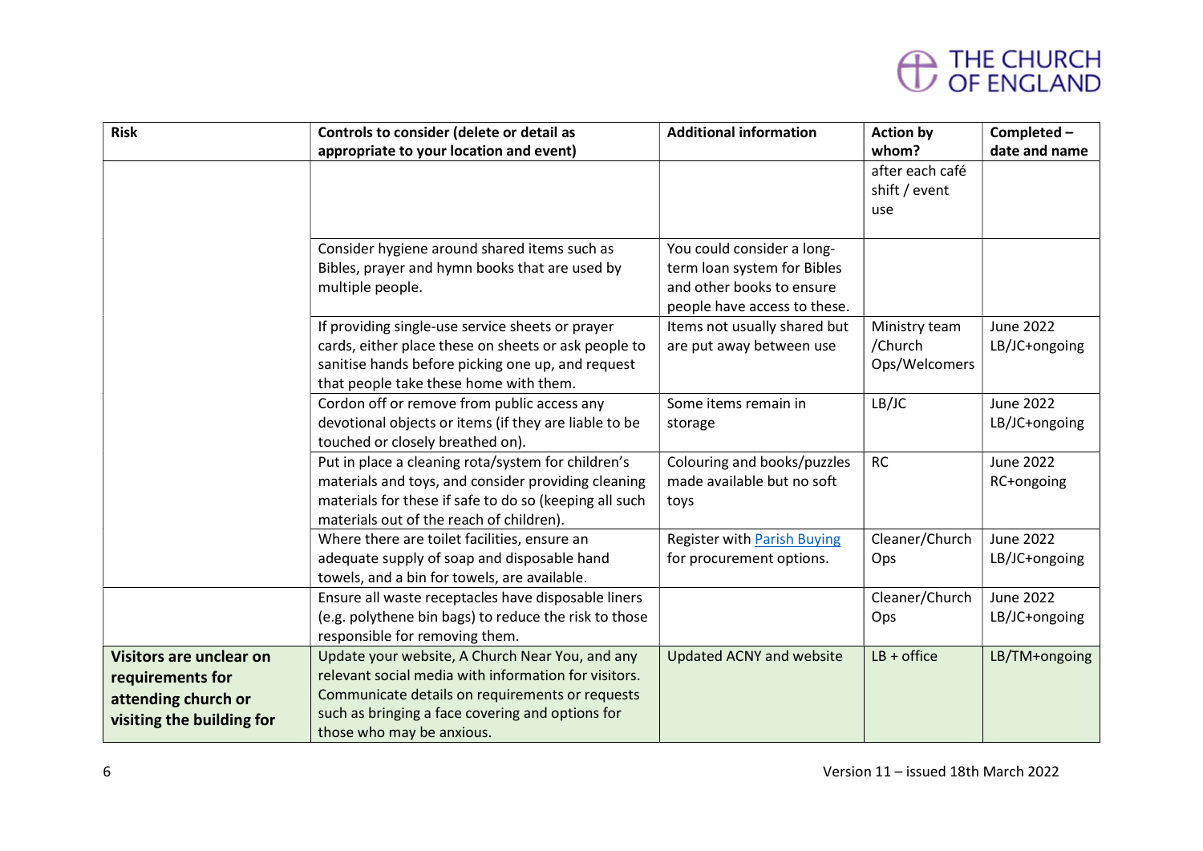| Risk | Controls to consider (delete or detail as appropriate to your location and event) | Additional information | Action by whom? | Completed – date and name |
|---|---|---|---|---|
| | | | after each café shift / event use | |
| | Consider hygiene around shared items such as Bibles, prayer and hymn books that are used by multiple people. | You could consider a long-term loan system for Bibles and other books to ensure people have access to these. | | |
| | If providing single-use service sheets or prayer cards, either place these on sheets or ask people to sanitise hands before picking one up, and request that people take these home with them. | Items not usually shared but are put away between use | Ministry team /Church Ops/Welcomers | June 2022 LB/JC+ongoing |
| | Cordon off or remove from public access any devotional objects or items (if they are liable to be touched or closely breathed on). | Some items remain in storage | LB/JC | June 2022 LB/JC+ongoing |
| | Put in place a cleaning rota/system for children's materials and toys, and consider providing cleaning materials for these if safe to do so (keeping all such materials out of the reach of children). | Colouring and books/puzzles made available but no soft toys | RC | June 2022 RC+ongoing |
| | Where there are toilet facilities, ensure an adequate supply of soap and disposable hand towels, and a bin for towels, are available. | Register with [Parish Buying](https://www.parishbuying.org.uk) for procurement options. | Cleaner/Church Ops | June 2022 LB/JC+ongoing |
| | Ensure all waste receptacles have disposable liners (e.g. polythene bin bags) to reduce the risk to those responsible for removing them. | | Cleaner/Church Ops | June 2022 LB/JC+ongoing |
| **Visitors are unclear on requirements for attending church or visiting the building for** | Update your website, A Church Near You, and any relevant social media with information for visitors. Communicate details on requirements or requests such as bringing a face covering and options for those who may be anxious. | Updated ACNY and website | LB + office | LB/TM+ongoing |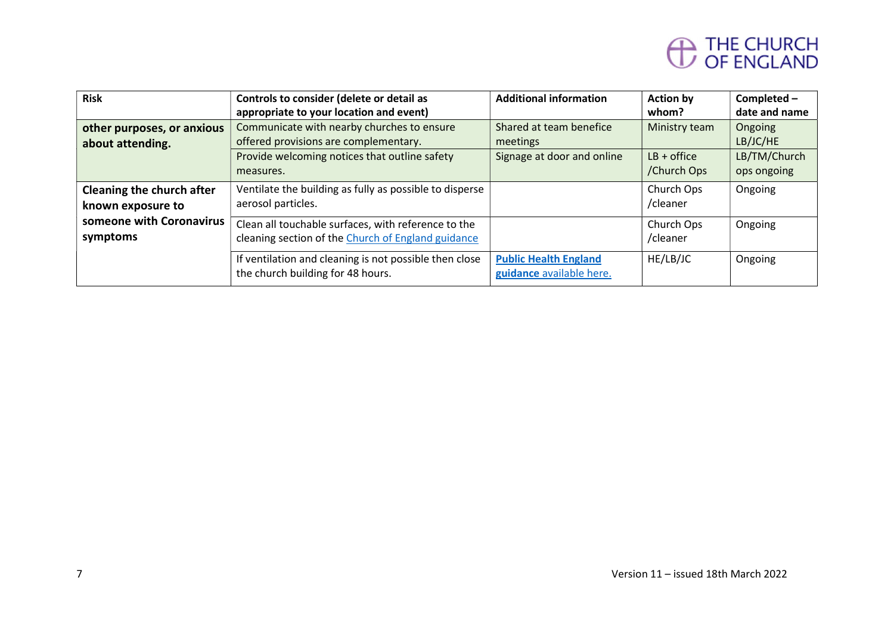| Risk | Controls to consider (delete or detail as appropriate to your location and event) | Additional information | Action by whom? | Completed – date and name |
|---|---|---|---|---|
| **other purposes, or anxious about attending.** | Communicate with nearby churches to ensure offered provisions are complementary. | Shared at team benefice meetings | Ministry team | Ongoing LB/JC/HE |
| | Provide welcoming notices that outline safety measures. | Signage at door and online | LB + office /Church Ops | LB/TM/Church ops ongoing |
| **Cleaning the church after known exposure to someone with Coronavirus symptoms** | Ventilate the building as fully as possible to disperse aerosol particles. | | Church Ops /cleaner | Ongoing |
| | Clean all touchable surfaces, with reference to the cleaning section of the Church of England guidance | | Church Ops /cleaner | Ongoing |
| | If ventilation and cleaning is not possible then close the church building for 48 hours. | **Public Health England guidance** available here. | HE/LB/JC | Ongoing |

Version 11 – issued 18th March 2022